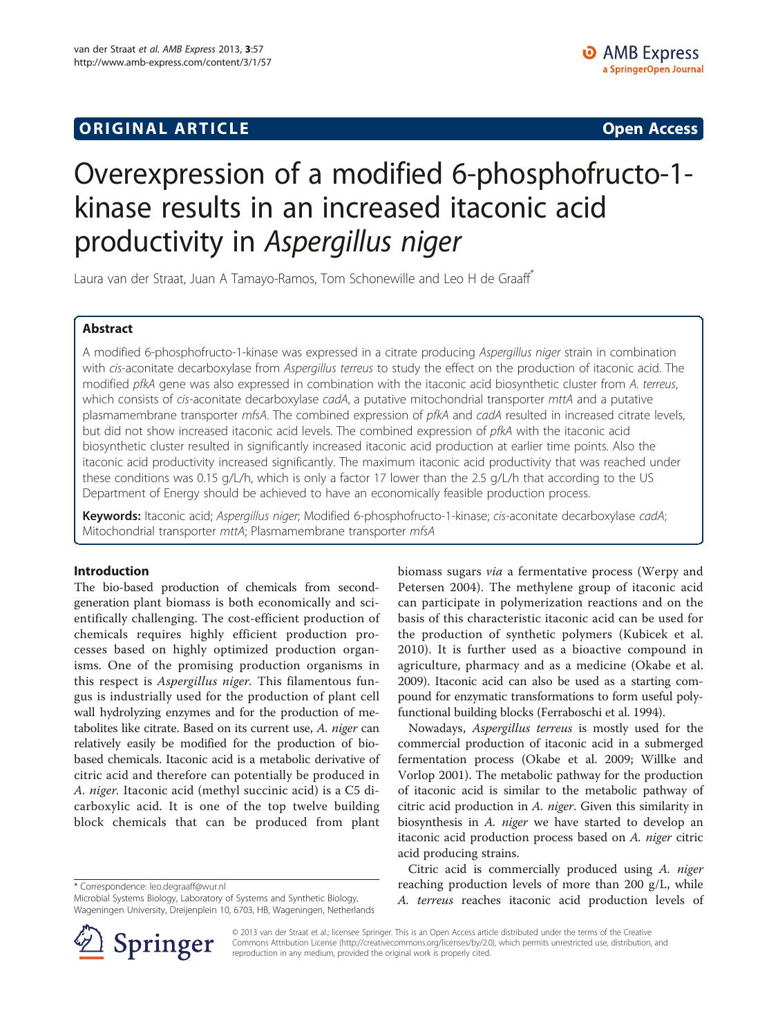ORIGINAL ARTICLE

Open Access

# Overexpression of a modified 6-phosphofructo-1-kinase results in an increased itaconic acid productivity in *Aspergillus niger*

Laura van der Straat, Juan A Tamayo-Ramos, Tom Schonewille and Leo H de Graaff*

## Abstract

A modified 6-phosphofructo-1-kinase was expressed in a citrate producing *Aspergillus niger* strain in combination with *cis*-aconitate decarboxylase from *Aspergillus terreus* to study the effect on the production of itaconic acid. The modified *pfkA* gene was also expressed in combination with the itaconic acid biosynthetic cluster from *A. terreus*, which consists of *cis*-aconitate decarboxylase *cadA*, a putative mitochondrial transporter *mttA* and a putative plasmamembrane transporter *mfsA*. The combined expression of *pfkA* and *cadA* resulted in increased citrate levels, but did not show increased itaconic acid levels. The combined expression of *pfkA* with the itaconic acid biosynthetic cluster resulted in significantly increased itaconic acid production at earlier time points. Also the itaconic acid productivity increased significantly. The maximum itaconic acid productivity that was reached under these conditions was 0.15 g/L/h, which is only a factor 17 lower than the 2.5 g/L/h that according to the US Department of Energy should be achieved to have an economically feasible production process.

**Keywords:** Itaconic acid; *Aspergillus niger*; Modified 6-phosphofructo-1-kinase; *cis*-aconitate decarboxylase *cadA*; Mitochondrial transporter *mttA*; Plasmamembrane transporter *mfsA*

## Introduction

The bio-based production of chemicals from second-generation plant biomass is both economically and scientifically challenging. The cost-efficient production of chemicals requires highly efficient production processes based on highly optimized production organisms. One of the promising production organisms in this respect is *Aspergillus niger*. This filamentous fungus is industrially used for the production of plant cell wall hydrolyzing enzymes and for the production of metabolites like citrate. Based on its current use, *A. niger* can relatively easily be modified for the production of bio-based chemicals. Itaconic acid is a metabolic derivative of citric acid and therefore can potentially be produced in *A. niger*. Itaconic acid (methyl succinic acid) is a C5 dicarboxylic acid. It is one of the top twelve building block chemicals that can be produced from plant biomass sugars *via* a fermentative process (Werpy and Petersen 2004). The methylene group of itaconic acid can participate in polymerization reactions and on the basis of this characteristic itaconic acid can be used for the production of synthetic polymers (Kubicek et al. 2010). It is further used as a bioactive compound in agriculture, pharmacy and as a medicine (Okabe et al. 2009). Itaconic acid can also be used as a starting compound for enzymatic transformations to form useful polyfunctional building blocks (Ferraboschi et al. 1994).

Nowadays, *Aspergillus terreus* is mostly used for the commercial production of itaconic acid in a submerged fermentation process (Okabe et al. 2009; Willke and Vorlop 2001). The metabolic pathway for the production of itaconic acid is similar to the metabolic pathway of citric acid production in *A. niger*. Given this similarity in biosynthesis in *A. niger* we have started to develop an itaconic acid production process based on *A. niger* citric acid producing strains.

Citric acid is commercially produced using *A. niger* reaching production levels of more than 200 g/L, while *A. terreus* reaches itaconic acid production levels of

* Correspondence: leo.degraaff@wur.nl
Microbial Systems Biology, Laboratory of Systems and Synthetic Biology, Wageningen University, Dreijenplein 10, 6703, HB, Wageningen, Netherlands

© 2013 van der Straat et al.; licensee Springer. This is an Open Access article distributed under the terms of the Creative Commons Attribution License (http://creativecommons.org/licenses/by/2.0), which permits unrestricted use, distribution, and reproduction in any medium, provided the original work is properly cited.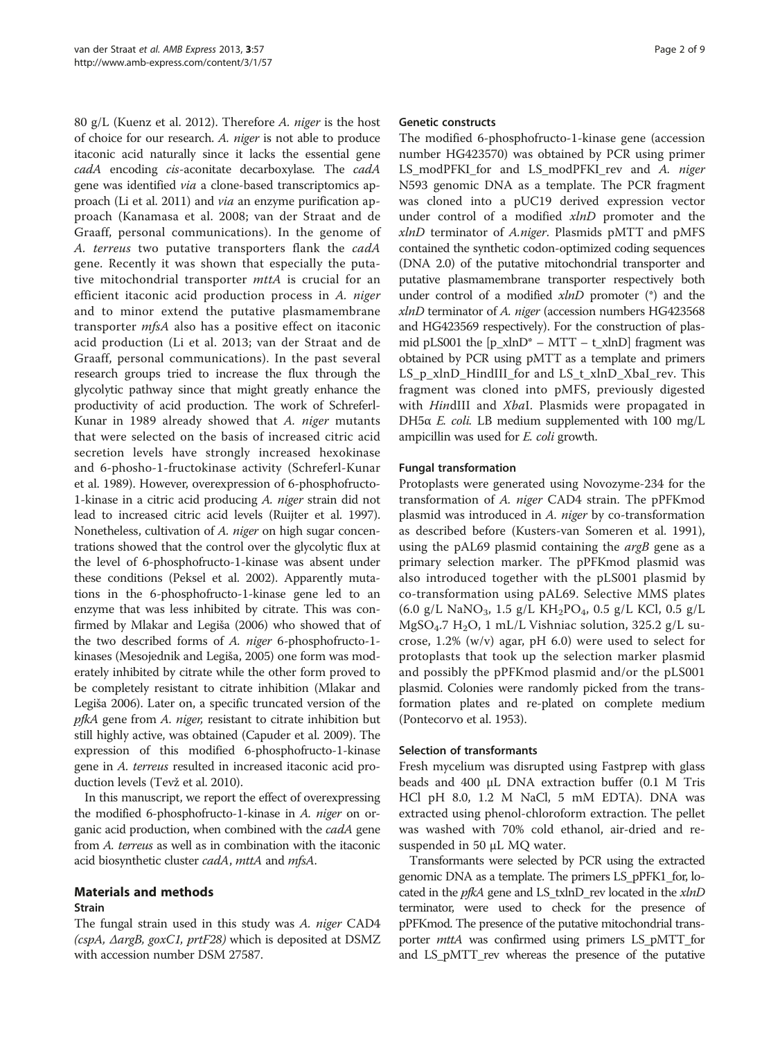80 g/L (Kuenz et al. 2012). Therefore *A. niger* is the host of choice for our research. *A. niger* is not able to produce itaconic acid naturally since it lacks the essential gene *cadA* encoding *cis*-aconitate decarboxylase. The *cadA* gene was identified *via* a clone-based transcriptomics approach (Li et al. 2011) and *via* an enzyme purification approach (Kanamasa et al. 2008; van der Straat and de Graaff, personal communications). In the genome of *A. terreus* two putative transporters flank the *cadA* gene. Recently it was shown that especially the putative mitochondrial transporter *mttA* is crucial for an efficient itaconic acid production process in *A. niger* and to minor extend the putative plasmamembrane transporter *mfsA* also has a positive effect on itaconic acid production (Li et al. 2013; van der Straat and de Graaff, personal communications). In the past several research groups tried to increase the flux through the glycolytic pathway since that might greatly enhance the productivity of acid production. The work of Schreferl-Kunar in 1989 already showed that *A. niger* mutants that were selected on the basis of increased citric acid secretion levels have strongly increased hexokinase and 6-phosho-1-fructokinase activity (Schreferl-Kunar et al. 1989). However, overexpression of 6-phosphofructo-1-kinase in a citric acid producing *A. niger* strain did not lead to increased citric acid levels (Ruijter et al. 1997). Nonetheless, cultivation of *A. niger* on high sugar concentrations showed that the control over the glycolytic flux at the level of 6-phosphofructo-1-kinase was absent under these conditions (Peksel et al. 2002). Apparently mutations in the 6-phosphofructo-1-kinase gene led to an enzyme that was less inhibited by citrate. This was confirmed by Mlakar and Legiša (2006) who showed that of the two described forms of *A. niger* 6-phosphofructo-1-kinases (Mesojednik and Legiša, 2005) one form was moderately inhibited by citrate while the other form proved to be completely resistant to citrate inhibition (Mlakar and Legiša 2006). Later on, a specific truncated version of the *pfkA* gene from *A. niger*, resistant to citrate inhibition but still highly active, was obtained (Capuder et al. 2009). The expression of this modified 6-phosphofructo-1-kinase gene in *A. terreus* resulted in increased itaconic acid production levels (Tevž et al. 2010).

In this manuscript, we report the effect of overexpressing the modified 6-phosphofructo-1-kinase in *A. niger* on organic acid production, when combined with the *cadA* gene from *A. terreus* as well as in combination with the itaconic acid biosynthetic cluster *cadA*, *mttA* and *mfsA*.

## Materials and methods

### Strain

The fungal strain used in this study was *A. niger* CAD4 (*cspA, ΔargB, goxC1, prtF28)* which is deposited at DSMZ with accession number DSM 27587.

### Genetic constructs

The modified 6-phosphofructo-1-kinase gene (accession number HG423570) was obtained by PCR using primer LS_modPFKI_for and LS_modPFKI_rev and *A. niger* N593 genomic DNA as a template. The PCR fragment was cloned into a pUC19 derived expression vector under control of a modified *xlnD* promoter and the *xlnD* terminator of *A.niger*. Plasmids pMTT and pMFS contained the synthetic codon-optimized coding sequences (DNA 2.0) of the putative mitochondrial transporter and putative plasmamembrane transporter respectively both under control of a modified *xlnD* promoter (*) and the *xlnD* terminator of *A. niger* (accession numbers HG423568 and HG423569 respectively). For the construction of plasmid pLS001 the [p_xlnD* – MTT – t_xlnD] fragment was obtained by PCR using pMTT as a template and primers LS_p_xlnD_HindIII_for and LS_t_xlnD_XbaI_rev. This fragment was cloned into pMFS, previously digested with *Hin*dIII and *Xba*I. Plasmids were propagated in DH5α *E. coli.* LB medium supplemented with 100 mg/L ampicillin was used for *E. coli* growth.

### Fungal transformation

Protoplasts were generated using Novozyme-234 for the transformation of *A. niger* CAD4 strain. The pPFKmod plasmid was introduced in *A. niger* by co-transformation as described before (Kusters-van Someren et al. 1991), using the pAL69 plasmid containing the *argB* gene as a primary selection marker. The pPFKmod plasmid was also introduced together with the pLS001 plasmid by co-transformation using pAL69. Selective MMS plates (6.0 g/L $NaNO_3$, 1.5 g/L $KH_2PO_4$, 0.5 g/L KCl, 0.5 g/L $MgSO_4.7\ H_2O$, 1 mL/L Vishniac solution, 325.2 g/L sucrose, 1.2% (w/v) agar, pH 6.0) were used to select for protoplasts that took up the selection marker plasmid and possibly the pPFKmod plasmid and/or the pLS001 plasmid. Colonies were randomly picked from the transformation plates and re-plated on complete medium (Pontecorvo et al. 1953).

### Selection of transformants

Fresh mycelium was disrupted using Fastprep with glass beads and 400 μL DNA extraction buffer (0.1 M Tris HCl pH 8.0, 1.2 M NaCl, 5 mM EDTA). DNA was extracted using phenol-chloroform extraction. The pellet was washed with 70% cold ethanol, air-dried and re-suspended in 50 μL MQ water.

Transformants were selected by PCR using the extracted genomic DNA as a template. The primers LS_pPFK1_for, located in the *pfkA* gene and LS_txlnD_rev located in the *xlnD* terminator, were used to check for the presence of pPFKmod. The presence of the putative mitochondrial transporter *mttA* was confirmed using primers LS_pMTT_for and LS_pMTT_rev whereas the presence of the putative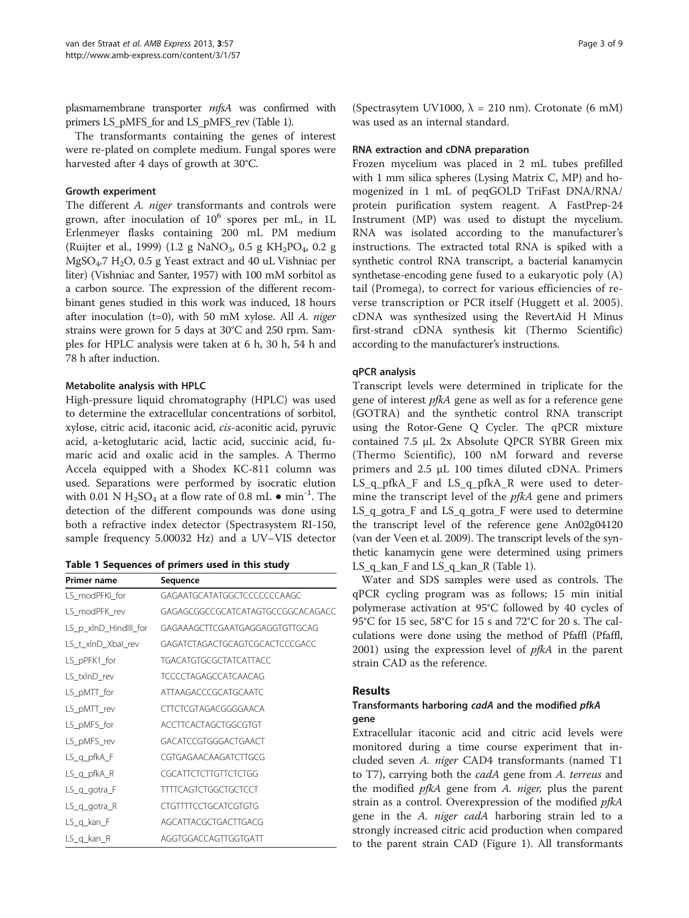plasmamembrane transporter *mfsA* was confirmed with primers LS_pMFS_for and LS_pMFS_rev (Table 1).

The transformants containing the genes of interest were re-plated on complete medium. Fungal spores were harvested after 4 days of growth at 30°C.

### Growth experiment

The different *A. niger* transformants and controls were grown, after inoculation of $10^6$ spores per mL, in 1L Erlenmeyer flasks containing 200 mL PM medium (Ruijter et al., 1999) (1.2 g $NaNO_3$, 0.5 g $KH_2PO_4$, 0.2 g $MgSO_4$.7 $H_2O$, 0.5 g Yeast extract and 40 uL Vishniac per liter) (Vishniac and Santer, 1957) with 100 mM sorbitol as a carbon source. The expression of the different recombinant genes studied in this work was induced, 18 hours after inoculation (t=0), with 50 mM xylose. All *A. niger* strains were grown for 5 days at 30°C and 250 rpm. Samples for HPLC analysis were taken at 6 h, 30 h, 54 h and 78 h after induction.

### Metabolite analysis with HPLC

High-pressure liquid chromatography (HPLC) was used to determine the extracellular concentrations of sorbitol, xylose, citric acid, itaconic acid, *cis*-aconitic acid, pyruvic acid, a-ketoglutaric acid, lactic acid, succinic acid, fumaric acid and oxalic acid in the samples. A Thermo Accela equipped with a Shodex KC-811 column was used. Separations were performed by isocratic elution with 0.01 N $H_2SO_4$ at a flow rate of 0.8 mL • $min^{-1}$. The detection of the different compounds was done using both a refractive index detector (Spectrasystem RI-150, sample frequency 5.00032 Hz) and a UV–VIS detector (Spectrasytem UV1000, λ = 210 nm). Crotonate (6 mM) was used as an internal standard.

**Table 1 Sequences of primers used in this study**

| Primer name | Sequence |
|---|---|
| LS_modPFKI_for | GAGAATGCATATGGCTCCCCCCCAAGC |
| LS_modPFK_rev | GAGAGCGGCCGCATCATAGTGCCGGCACAGACC |
| LS_p_xlnD_HindIII_for | GAGAAAGCTTCGAATGAGGAGGTGTTGCAG |
| LS_t_xlnD_XbaI_rev | GAGATCTAGACTGCAGTCGCACTCCCGACC |
| LS_pPFK1_for | TGACATGTGCGCTATCATTACC |
| LS_txlnD_rev | TCCCCTAGAGCCATCAACAG |
| LS_pMTT_for | ATTAAGACCCGCATGCAATC |
| LS_pMTT_rev | CTTCTCGTAGACGGGGAACA |
| LS_pMFS_for | ACCTTCACTAGCTGGCGTGT |
| LS_pMFS_rev | GACATCCGTGGGACTGAACT |
| LS_q_pfkA_F | CGTGAGAACAAGATCTTGCG |
| LS_q_pfkA_R | CGCATTCTCTTGTTCTCTGG |
| LS_q_gotra_F | TTTTCAGTCTGGCTGCTCCT |
| LS_q_gotra_R | CTGTTTTCCTGCATCGTGTG |
| LS_q_kan_F | AGCATTACGCTGACTTGACG |
| LS_q_kan_R | AGGTGGACCAGTTGGTGATT |

### RNA extraction and cDNA preparation

Frozen mycelium was placed in 2 mL tubes prefilled with 1 mm silica spheres (Lysing Matrix C, MP) and homogenized in 1 mL of peqGOLD TriFast DNA/RNA/ protein purification system reagent. A FastPrep-24 Instrument (MP) was used to distupt the mycelium. RNA was isolated according to the manufacturer's instructions. The extracted total RNA is spiked with a synthetic control RNA transcript, a bacterial kanamycin synthetase-encoding gene fused to a eukaryotic poly (A) tail (Promega), to correct for various efficiencies of reverse transcription or PCR itself (Huggett et al. 2005). cDNA was synthesized using the RevertAid H Minus first-strand cDNA synthesis kit (Thermo Scientific) according to the manufacturer's instructions.

### qPCR analysis

Transcript levels were determined in triplicate for the gene of interest *pfkA* gene as well as for a reference gene (GOTRA) and the synthetic control RNA transcript using the Rotor-Gene Q Cycler. The qPCR mixture contained 7.5 μL 2x Absolute QPCR SYBR Green mix (Thermo Scientific), 100 nM forward and reverse primers and 2.5 μL 100 times diluted cDNA. Primers LS_q_pfkA_F and LS_q_pfkA_R were used to determine the transcript level of the *pfkA* gene and primers LS_q_gotra_F and LS_q_gotra_F were used to determine the transcript level of the reference gene An02g04120 (van der Veen et al. 2009). The transcript levels of the synthetic kanamycin gene were determined using primers LS_q_kan_F and LS_q_kan_R (Table 1).

Water and SDS samples were used as controls. The qPCR cycling program was as follows; 15 min initial polymerase activation at 95°C followed by 40 cycles of 95°C for 15 sec, 58°C for 15 s and 72°C for 20 s. The calculations were done using the method of Pfaffl (Pfaffl, 2001) using the expression level of *pfkA* in the parent strain CAD as the reference.

## Results

### Transformants harboring *cadA* and the modified *pfkA* gene

Extracellular itaconic acid and citric acid levels were monitored during a time course experiment that included seven *A. niger* CAD4 transformants (named T1 to T7), carrying both the *cadA* gene from *A. terreus* and the modified *pfkA* gene from *A. niger*, plus the parent strain as a control. Overexpression of the modified *pfkA* gene in the *A. niger cadA* harboring strain led to a strongly increased citric acid production when compared to the parent strain CAD (Figure 1). All transformants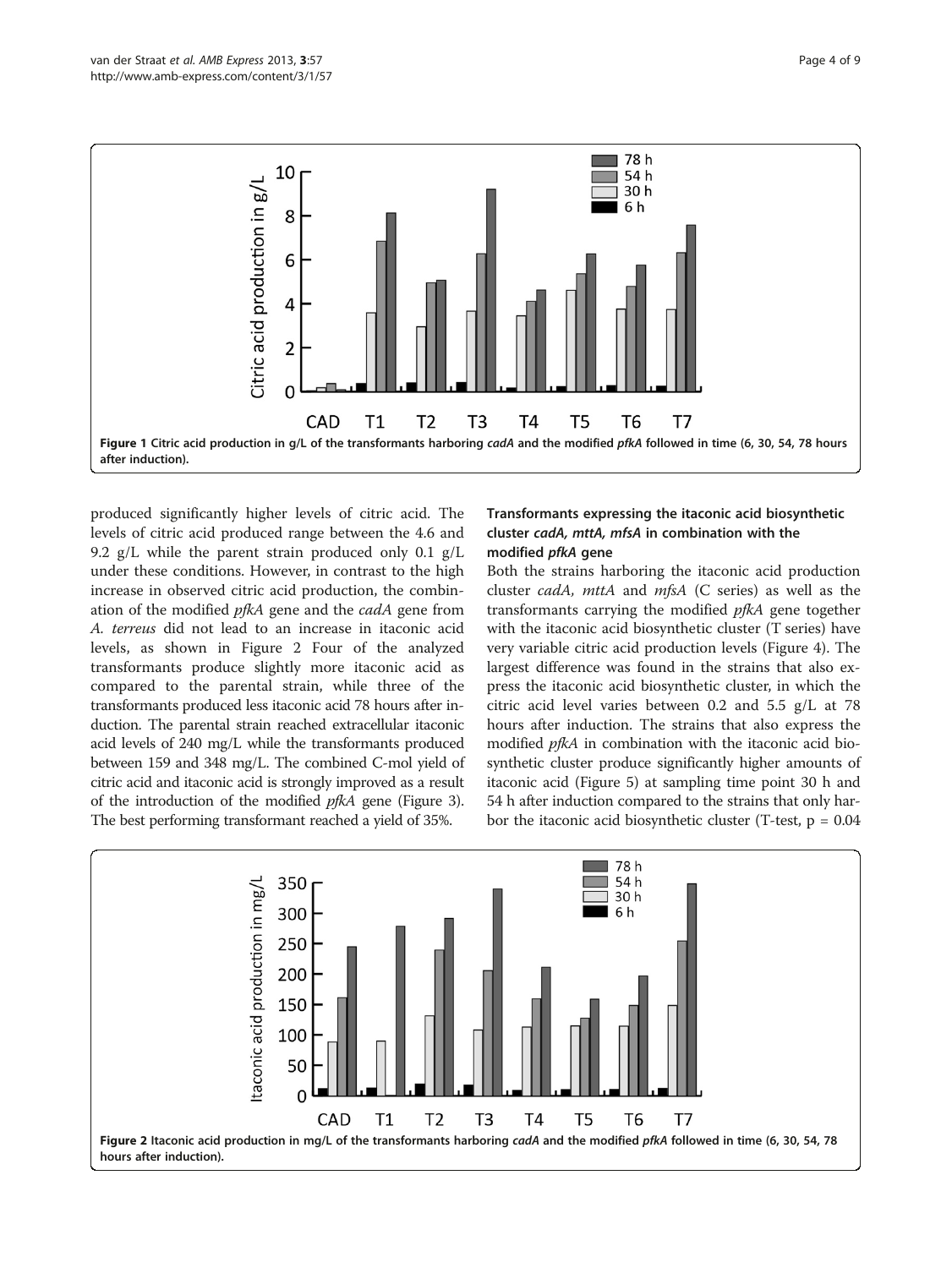Figure 1 Citric acid production in g/L of the transformants harboring *cadA* and the modified *pfkA* followed in time (6, 30, 54, 78 hours after induction).

produced significantly higher levels of citric acid. The levels of citric acid produced range between the 4.6 and 9.2 g/L while the parent strain produced only 0.1 g/L under these conditions. However, in contrast to the high increase in observed citric acid production, the combination of the modified *pfkA* gene and the *cadA* gene from *A. terreus* did not lead to an increase in itaconic acid levels, as shown in Figure 2 Four of the analyzed transformants produce slightly more itaconic acid as compared to the parental strain, while three of the transformants produced less itaconic acid 78 hours after induction. The parental strain reached extracellular itaconic acid levels of 240 mg/L while the transformants produced between 159 and 348 mg/L. The combined C-mol yield of citric acid and itaconic acid is strongly improved as a result of the introduction of the modified *pfkA* gene (Figure 3). The best performing transformant reached a yield of 35%.

### Transformants expressing the itaconic acid biosynthetic cluster *cadA, mttA, mfsA* in combination with the modified *pfkA* gene

Both the strains harboring the itaconic acid production cluster *cadA*, *mttA* and *mfsA* (C series) as well as the transformants carrying the modified *pfkA* gene together with the itaconic acid biosynthetic cluster (T series) have very variable citric acid production levels (Figure 4). The largest difference was found in the strains that also express the itaconic acid biosynthetic cluster, in which the citric acid level varies between 0.2 and 5.5 g/L at 78 hours after induction. The strains that also express the modified *pfkA* in combination with the itaconic acid biosynthetic cluster produce significantly higher amounts of itaconic acid (Figure 5) at sampling time point 30 h and 54 h after induction compared to the strains that only harbor the itaconic acid biosynthetic cluster (T-test, $p = 0.04$

Figure 2 Itaconic acid production in mg/L of the transformants harboring *cadA* and the modified *pfkA* followed in time (6, 30, 54, 78 hours after induction).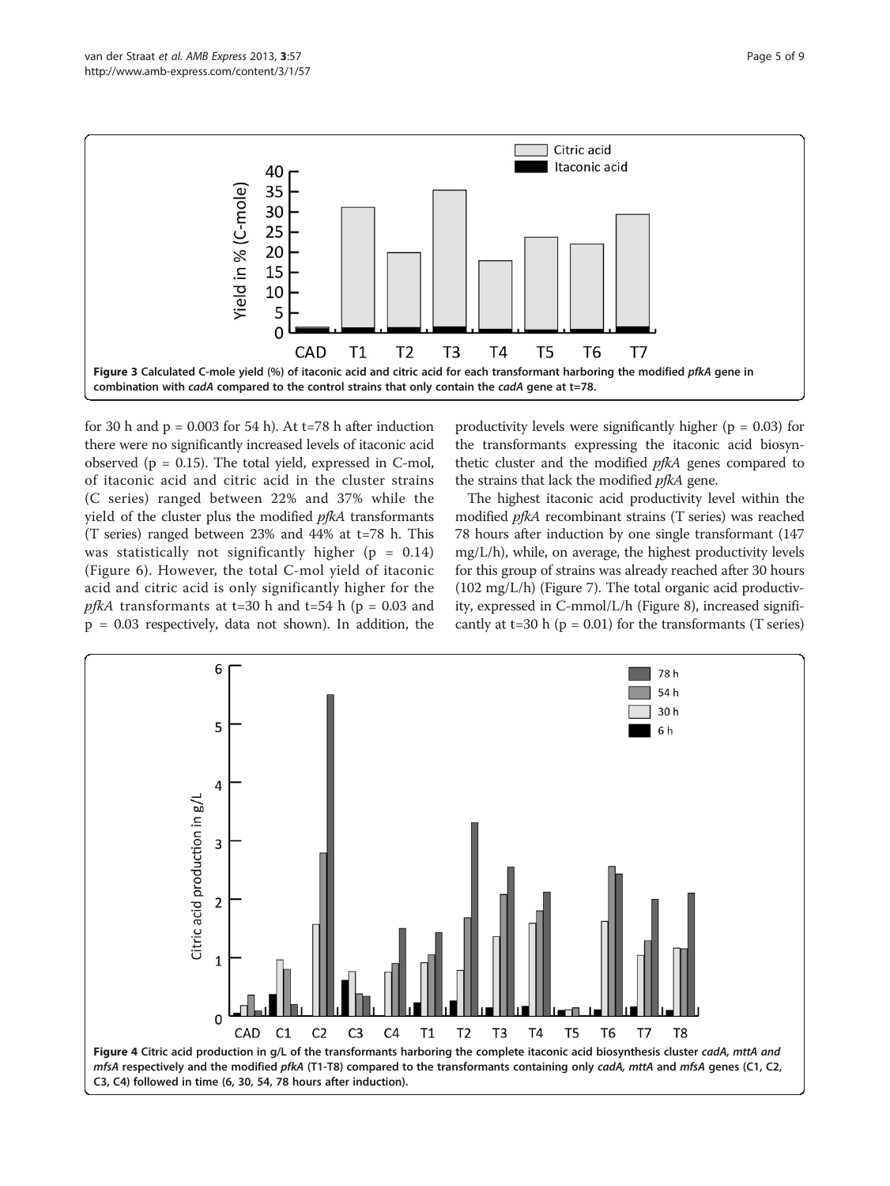Figure 3 Calculated C-mole yield (%) of itaconic acid and citric acid for each transformant harboring the modified *pfkA* gene in combination with *cadA* compared to the control strains that only contain the *cadA* gene at t=78.

for 30 h and p = 0.003 for 54 h). At t=78 h after induction there were no significantly increased levels of itaconic acid observed (p = 0.15). The total yield, expressed in C-mol, of itaconic acid and citric acid in the cluster strains (C series) ranged between 22% and 37% while the yield of the cluster plus the modified *pfkA* transformants (T series) ranged between 23% and 44% at t=78 h. This was statistically not significantly higher (p = 0.14) (Figure 6). However, the total C-mol yield of itaconic acid and citric acid is only significantly higher for the *pfkA* transformants at t=30 h and t=54 h (p = 0.03 and p = 0.03 respectively, data not shown). In addition, the productivity levels were significantly higher (p = 0.03) for the transformants expressing the itaconic acid biosynthetic cluster and the modified *pfkA* genes compared to the strains that lack the modified *pfkA* gene.

The highest itaconic acid productivity level within the modified *pfkA* recombinant strains (T series) was reached 78 hours after induction by one single transformant (147 mg/L/h), while, on average, the highest productivity levels for this group of strains was already reached after 30 hours (102 mg/L/h) (Figure 7). The total organic acid productivity, expressed in C-mmol/L/h (Figure 8), increased significantly at t=30 h (p = 0.01) for the transformants (T series)

Figure 4 Citric acid production in g/L of the transformants harboring the complete itaconic acid biosynthesis cluster *cadA, mttA and mfsA* respectively and the modified *pfkA* (T1-T8) compared to the transformants containing only *cadA, mttA* and *mfsA* genes (C1, C2, C3, C4) followed in time (6, 30, 54, 78 hours after induction).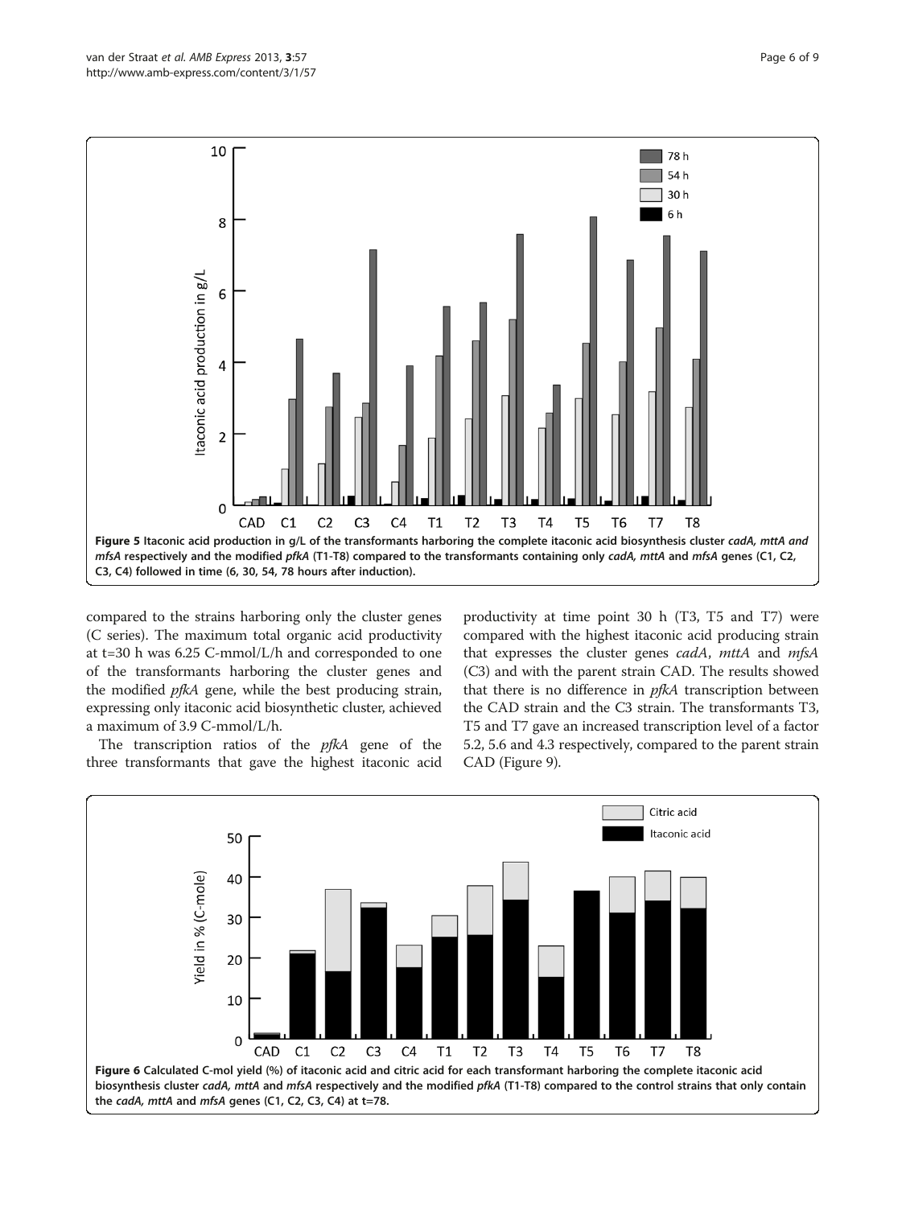**Figure 5 Itaconic acid production in g/L of the transformants harboring the complete itaconic acid biosynthesis cluster *cadA, mttA and mfsA* respectively and the modified *pfkA* (T1-T8) compared to the transformants containing only *cadA, mttA* and *mfsA* genes (C1, C2, C3, C4) followed in time (6, 30, 54, 78 hours after induction).**

compared to the strains harboring only the cluster genes (C series). The maximum total organic acid productivity at t=30 h was 6.25 C-mmol/L/h and corresponded to one of the transformants harboring the cluster genes and the modified *pfkA* gene, while the best producing strain, expressing only itaconic acid biosynthetic cluster, achieved a maximum of 3.9 C-mmol/L/h.

The transcription ratios of the *pfkA* gene of the three transformants that gave the highest itaconic acid productivity at time point 30 h (T3, T5 and T7) were compared with the highest itaconic acid producing strain that expresses the cluster genes *cadA*, *mttA* and *mfsA* (C3) and with the parent strain CAD. The results showed that there is no difference in *pfkA* transcription between the CAD strain and the C3 strain. The transformants T3, T5 and T7 gave an increased transcription level of a factor 5.2, 5.6 and 4.3 respectively, compared to the parent strain CAD (Figure 9).

**Figure 6 Calculated C-mol yield (%) of itaconic acid and citric acid for each transformant harboring the complete itaconic acid biosynthesis cluster *cadA, mttA* and *mfsA* respectively and the modified *pfkA* (T1-T8) compared to the control strains that only contain the *cadA, mttA* and *mfsA* genes (C1, C2, C3, C4) at t=78.**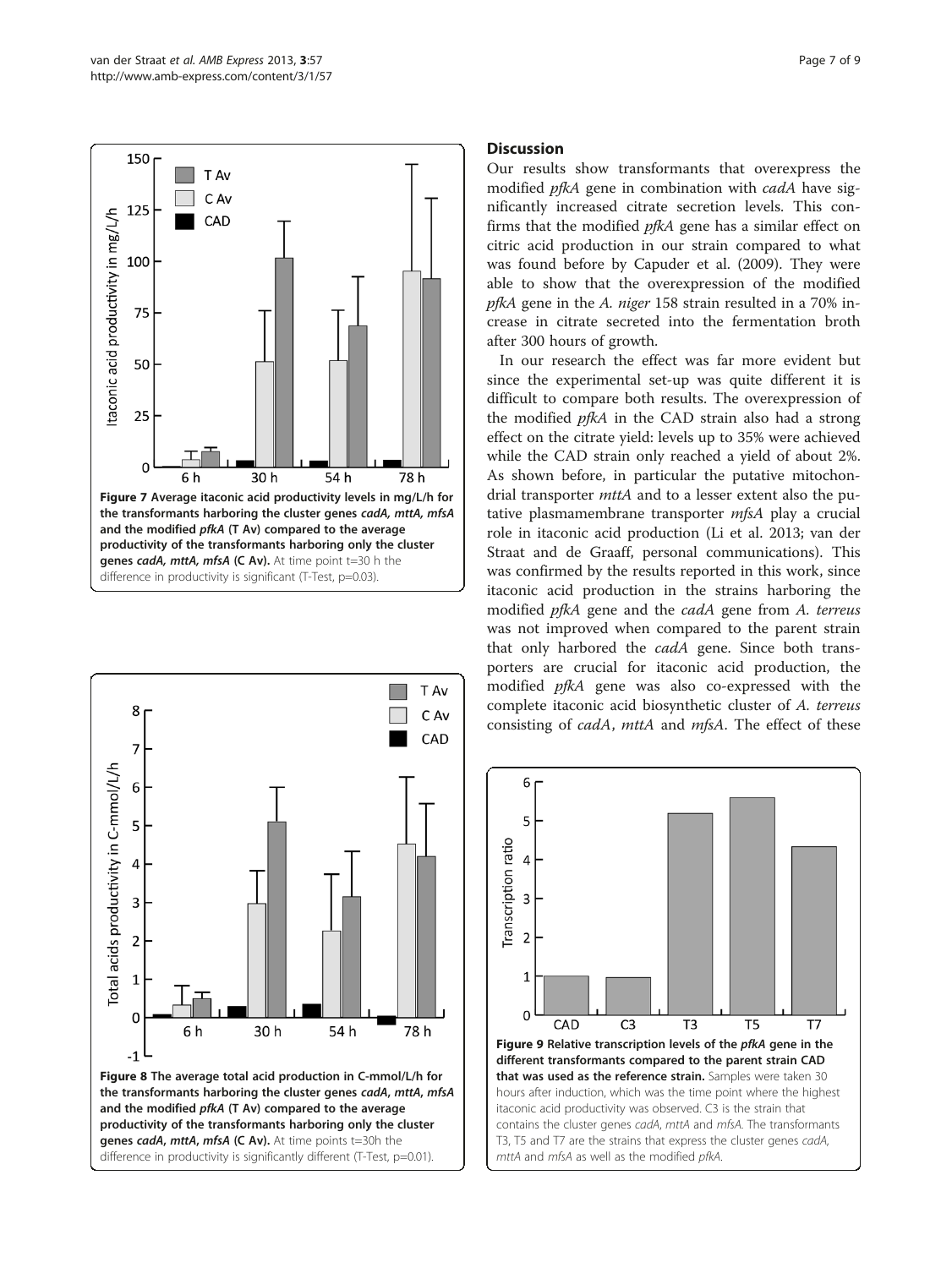**Figure 7 Average itaconic acid productivity levels in mg/L/h for the transformants harboring the cluster genes *cadA*, *mttA*, *mfsA* and the modified *pfkA* (T Av) compared to the average productivity of the transformants harboring only the cluster genes *cadA*, *mttA*, *mfsA* (C Av).** At time point t=30 h the difference in productivity is significant (T-Test, p=0.03).

**Figure 8 The average total acid production in C-mmol/L/h for the transformants harboring the cluster genes *cadA*, *mttA*, *mfsA* and the modified *pfkA* (T Av) compared to the average productivity of the transformants harboring only the cluster genes *cadA*, *mttA*, *mfsA* (C Av).** At time points t=30h the difference in productivity is significantly different (T-Test, p=0.01).

## Discussion

Our results show transformants that overexpress the modified *pfkA* gene in combination with *cadA* have significantly increased citrate secretion levels. This confirms that the modified *pfkA* gene has a similar effect on citric acid production in our strain compared to what was found before by Capuder et al. (2009). They were able to show that the overexpression of the modified *pfkA* gene in the *A. niger* 158 strain resulted in a 70% increase in citrate secreted into the fermentation broth after 300 hours of growth.

In our research the effect was far more evident but since the experimental set-up was quite different it is difficult to compare both results. The overexpression of the modified *pfkA* in the CAD strain also had a strong effect on the citrate yield: levels up to 35% were achieved while the CAD strain only reached a yield of about 2%. As shown before, in particular the putative mitochondrial transporter *mttA* and to a lesser extent also the putative plasmamembrane transporter *mfsA* play a crucial role in itaconic acid production (Li et al. 2013; van der Straat and de Graaff, personal communications). This was confirmed by the results reported in this work, since itaconic acid production in the strains harboring the modified *pfkA* gene and the *cadA* gene from *A. terreus* was not improved when compared to the parent strain that only harbored the *cadA* gene. Since both transporters are crucial for itaconic acid production, the modified *pfkA* gene was also co-expressed with the complete itaconic acid biosynthetic cluster of *A. terreus* consisting of *cadA*, *mttA* and *mfsA*. The effect of these

**Figure 9 Relative transcription levels of the *pfkA* gene in the different transformants compared to the parent strain CAD that was used as the reference strain.** Samples were taken 30 hours after induction, which was the time point where the highest itaconic acid productivity was observed. C3 is the strain that contains the cluster genes *cadA*, *mttA* and *mfsA*. The transformants T3, T5 and T7 are the strains that express the cluster genes *cadA*, *mttA* and *mfsA* as well as the modified *pfkA*.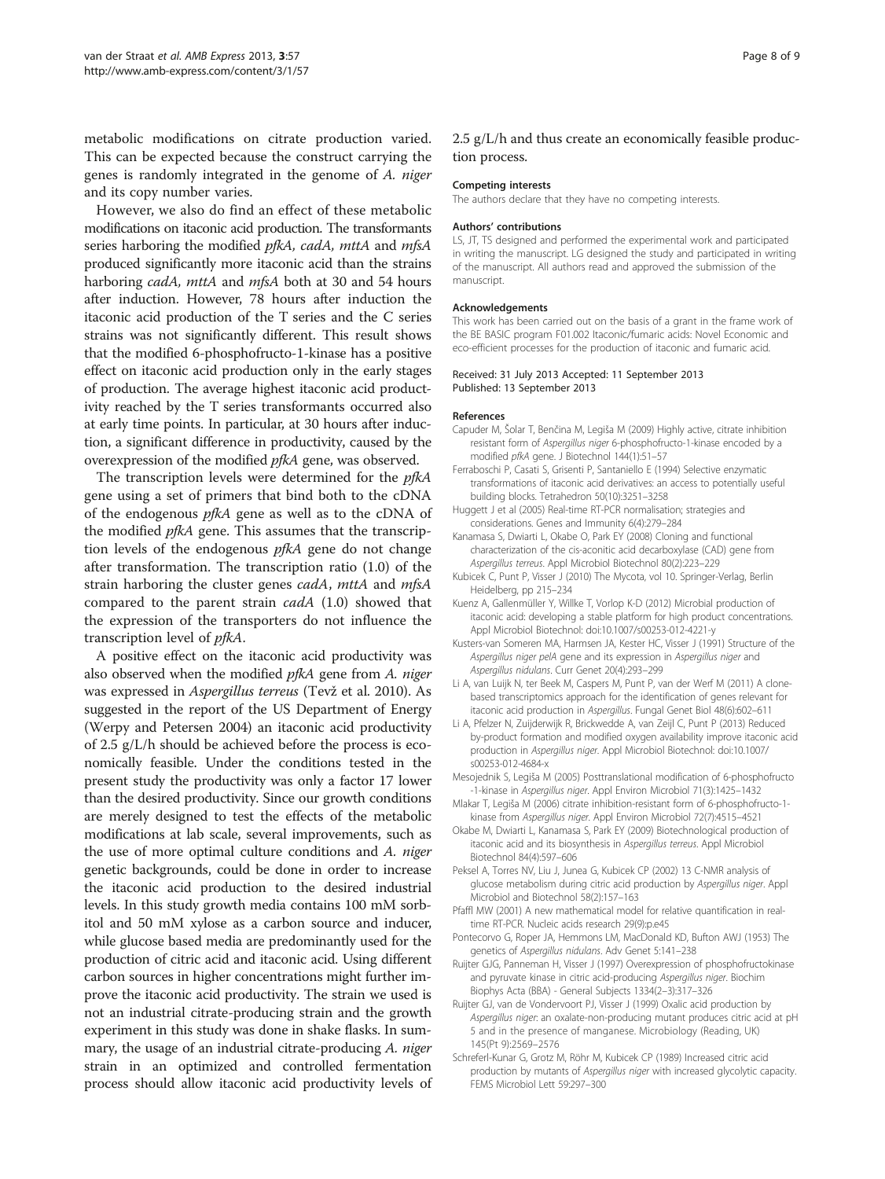metabolic modifications on citrate production varied. This can be expected because the construct carrying the genes is randomly integrated in the genome of *A. niger* and its copy number varies.

However, we also do find an effect of these metabolic modifications on itaconic acid production. The transformants series harboring the modified *pfkA*, *cadA*, *mttA* and *mfsA* produced significantly more itaconic acid than the strains harboring *cadA*, *mttA* and *mfsA* both at 30 and 54 hours after induction. However, 78 hours after induction the itaconic acid production of the T series and the C series strains was not significantly different. This result shows that the modified 6-phosphofructo-1-kinase has a positive effect on itaconic acid production only in the early stages of production. The average highest itaconic acid productivity reached by the T series transformants occurred also at early time points. In particular, at 30 hours after induction, a significant difference in productivity, caused by the overexpression of the modified *pfkA* gene, was observed.

The transcription levels were determined for the *pfkA* gene using a set of primers that bind both to the cDNA of the endogenous *pfkA* gene as well as to the cDNA of the modified *pfkA* gene. This assumes that the transcription levels of the endogenous *pfkA* gene do not change after transformation. The transcription ratio (1.0) of the strain harboring the cluster genes *cadA*, *mttA* and *mfsA* compared to the parent strain *cadA* (1.0) showed that the expression of the transporters do not influence the transcription level of *pfkA*.

A positive effect on the itaconic acid productivity was also observed when the modified *pfkA* gene from *A. niger* was expressed in *Aspergillus terreus* (Tevž et al. 2010). As suggested in the report of the US Department of Energy (Werpy and Petersen 2004) an itaconic acid productivity of 2.5 g/L/h should be achieved before the process is economically feasible. Under the conditions tested in the present study the productivity was only a factor 17 lower than the desired productivity. Since our growth conditions are merely designed to test the effects of the metabolic modifications at lab scale, several improvements, such as the use of more optimal culture conditions and *A. niger* genetic backgrounds, could be done in order to increase the itaconic acid production to the desired industrial levels. In this study growth media contains 100 mM sorbitol and 50 mM xylose as a carbon source and inducer, while glucose based media are predominantly used for the production of citric acid and itaconic acid. Using different carbon sources in higher concentrations might further improve the itaconic acid productivity. The strain we used is not an industrial citrate-producing strain and the growth experiment in this study was done in shake flasks. In summary, the usage of an industrial citrate-producing *A. niger* strain in an optimized and controlled fermentation process should allow itaconic acid productivity levels of 2.5 g/L/h and thus create an economically feasible production process.

#### Competing interests
The authors declare that they have no competing interests.

#### Authors' contributions
LS, JT, TS designed and performed the experimental work and participated in writing the manuscript. LG designed the study and participated in writing of the manuscript. All authors read and approved the submission of the manuscript.

#### Acknowledgements
This work has been carried out on the basis of a grant in the frame work of the BE BASIC program F01.002 Itaconic/fumaric acids: Novel Economic and eco-efficient processes for the production of itaconic and fumaric acid.

Received: 31 July 2013 Accepted: 11 September 2013
Published: 13 September 2013

#### References

Capuder M, Šolar T, Benčina M, Legiša M (2009) Highly active, citrate inhibition resistant form of *Aspergillus niger* 6-phosphofructo-1-kinase encoded by a modified *pfkA* gene. J Biotechnol 144(1):51–57

Ferraboschi P, Casati S, Grisenti P, Santaniello E (1994) Selective enzymatic transformations of itaconic acid derivatives: an access to potentially useful building blocks. Tetrahedron 50(10):3251–3258

Huggett J et al (2005) Real-time RT-PCR normalisation; strategies and considerations. Genes and Immunity 6(4):279–284

Kanamasa S, Dwiarti L, Okabe O, Park EY (2008) Cloning and functional characterization of the cis-aconitic acid decarboxylase (CAD) gene from *Aspergillus terreus*. Appl Microbiol Biotechnol 80(2):223–229

Kubicek C, Punt P, Visser J (2010) The Mycota, vol 10. Springer-Verlag, Berlin Heidelberg, pp 215–234

Kuenz A, Gallenmüller Y, Willke T, Vorlop K-D (2012) Microbial production of itaconic acid: developing a stable platform for high product concentrations. Appl Microbiol Biotechnol: doi:10.1007/s00253-012-4221-y

Kusters-van Someren MA, Harmsen JA, Kester HC, Visser J (1991) Structure of the *Aspergillus niger pelA* gene and its expression in *Aspergillus niger* and *Aspergillus nidulans*. Curr Genet 20(4):293–299

Li A, van Luijk N, ter Beek M, Caspers M, Punt P, van der Werf M (2011) A clone-based transcriptomics approach for the identification of genes relevant for itaconic acid production in *Aspergillus*. Fungal Genet Biol 48(6):602–611

Li A, Pfelzer N, Zuijderwijk R, Brickwedde A, van Zeijl C, Punt P (2013) Reduced by-product formation and modified oxygen availability improve itaconic acid production in *Aspergillus niger*. Appl Microbiol Biotechnol: doi:10.1007/s00253-012-4684-x

Mesojednik S, Legiša M (2005) Posttranslational modification of 6-phosphofructo-1-kinase in *Aspergillus niger*. Appl Environ Microbiol 71(3):1425–1432

Mlakar T, Legiša M (2006) citrate inhibition-resistant form of 6-phosphofructo-1-kinase from *Aspergillus niger*. Appl Environ Microbiol 72(7):4515–4521

Okabe M, Dwiarti L, Kanamasa S, Park EY (2009) Biotechnological production of itaconic acid and its biosynthesis in *Aspergillus terreus*. Appl Microbiol Biotechnol 84(4):597–606

Peksel A, Torres NV, Liu J, Junea G, Kubicek CP (2002) 13 C-NMR analysis of glucose metabolism during citric acid production by *Aspergillus niger*. Appl Microbiol and Biotechnol 58(2):157–163

Pfaffl MW (2001) A new mathematical model for relative quantification in real-time RT-PCR. Nucleic acids research 29(9):p.e45

Pontecorvo G, Roper JA, Hemmons LM, MacDonald KD, Bufton AWJ (1953) The genetics of *Aspergillus nidulans*. Adv Genet 5:141–238

Ruijter GJG, Panneman H, Visser J (1997) Overexpression of phosphofructokinase and pyruvate kinase in citric acid-producing *Aspergillus niger*. Biochim Biophys Acta (BBA) - General Subjects 1334(2–3):317–326

Ruijter GJ, van de Vondervoort PJ, Visser J (1999) Oxalic acid production by *Aspergillus niger*: an oxalate-non-producing mutant produces citric acid at pH 5 and in the presence of manganese. Microbiology (Reading, UK) 145(Pt 9):2569–2576

Schreferl-Kunar G, Grotz M, Röhr M, Kubicek CP (1989) Increased citric acid production by mutants of *Aspergillus niger* with increased glycolytic capacity. FEMS Microbiol Lett 59:297–300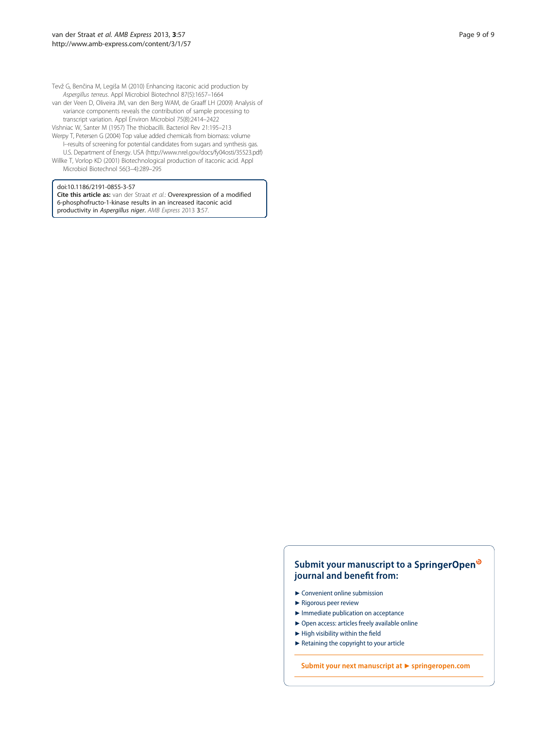Tevž G, Benčina M, Legiša M (2010) Enhancing itaconic acid production by *Aspergillus terreus*. Appl Microbiol Biotechnol 87(5):1657–1664

van der Veen D, Oliveira JM, van den Berg WAM, de Graaff LH (2009) Analysis of variance components reveals the contribution of sample processing to transcript variation. Appl Environ Microbiol 75(8):2414–2422

Vishniac W, Santer M (1957) The thiobacilli. Bacteriol Rev 21:195–213

Werpy T, Petersen G (2004) Top value added chemicals from biomass: volume I–results of screening for potential candidates from sugars and synthesis gas. U.S. Department of Energy. USA (http://www.nrel.gov/docs/fy04osti/35523.pdf)

Willke T, Vorlop KD (2001) Biotechnological production of itaconic acid. Appl Microbiol Biotechnol 56(3–4):289–295

doi:10.1186/2191-0855-3-57

**Cite this article as:** van der Straat *et al.*: **Overexpression of a modified 6-phosphofructo-1-kinase results in an increased itaconic acid productivity in *Aspergillus niger*.** *AMB Express* 2013 **3**:57.

**Submit your manuscript to a SpringerOpen journal and benefit from:**

- ► Convenient online submission
- ► Rigorous peer review
- ► Immediate publication on acceptance
- ► Open access: articles freely available online
- ► High visibility within the field
- ► Retaining the copyright to your article

**Submit your next manuscript at ► springeropen.com**